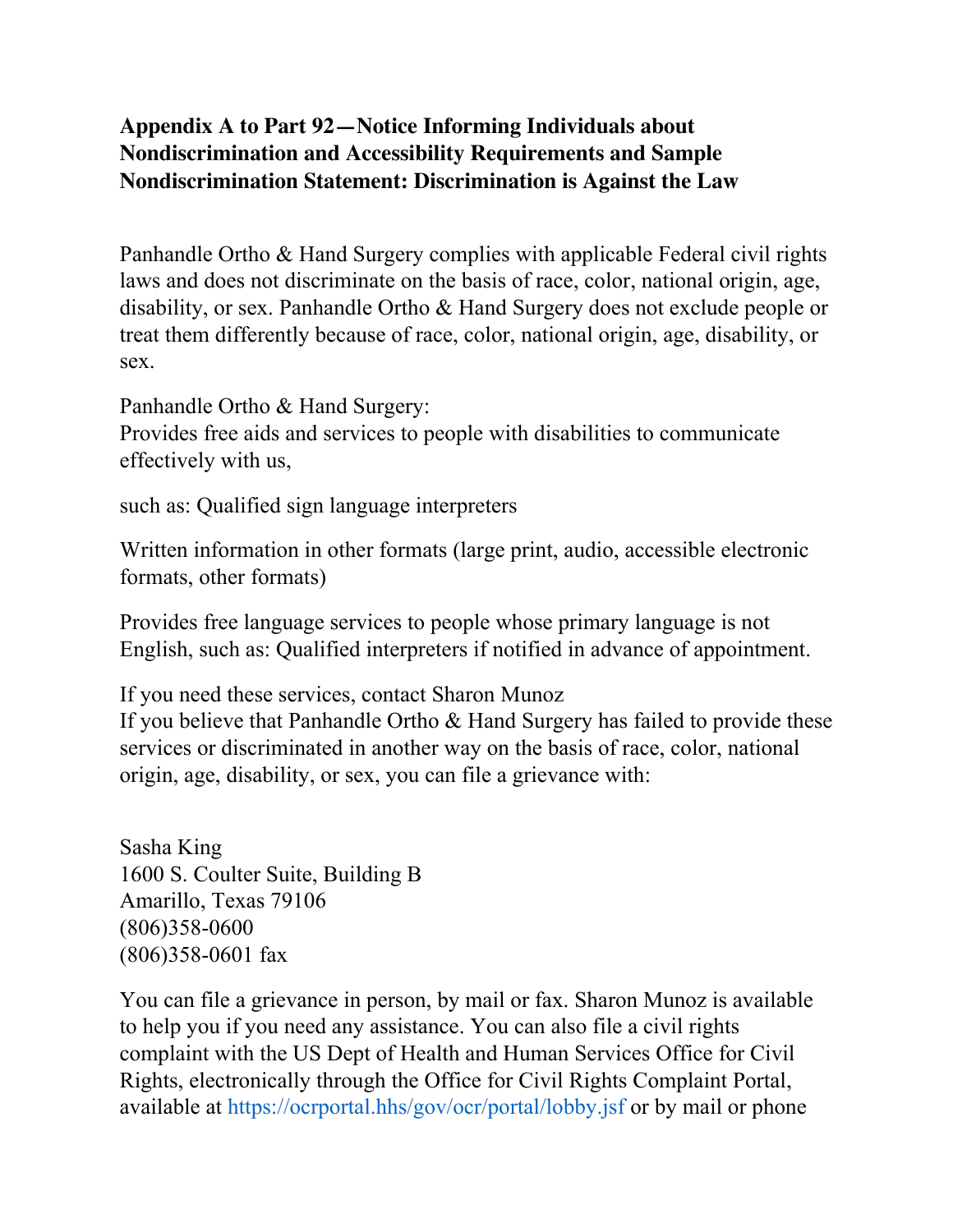**Appendix A to Part 92—Notice Informing Individuals about Nondiscrimination and Accessibility Requirements and Sample Nondiscrimination Statement: Discrimination is Against the Law**

Panhandle Ortho & Hand Surgery complies with applicable Federal civil rights laws and does not discriminate on the basis of race, color, national origin, age, disability, or sex. Panhandle Ortho & Hand Surgery does not exclude people or treat them differently because of race, color, national origin, age, disability, or sex.

Panhandle Ortho & Hand Surgery:
Provides free aids and services to people with disabilities to communicate effectively with us,

such as: Qualified sign language interpreters

Written information in other formats (large print, audio, accessible electronic formats, other formats)

Provides free language services to people whose primary language is not English, such as: Qualified interpreters if notified in advance of appointment.

If you need these services, contact Sharon Munoz
If you believe that Panhandle Ortho & Hand Surgery has failed to provide these services or discriminated in another way on the basis of race, color, national origin, age, disability, or sex, you can file a grievance with:

Sasha King
1600 S. Coulter Suite, Building B
Amarillo, Texas 79106
(806)358-0600
(806)358-0601 fax

You can file a grievance in person, by mail or fax. Sharon Munoz is available to help you if you need any assistance. You can also file a civil rights complaint with the US Dept of Health and Human Services Office for Civil Rights, electronically through the Office for Civil Rights Complaint Portal, available at https://ocrportal.hhs/gov/ocr/portal/lobby.jsf or by mail or phone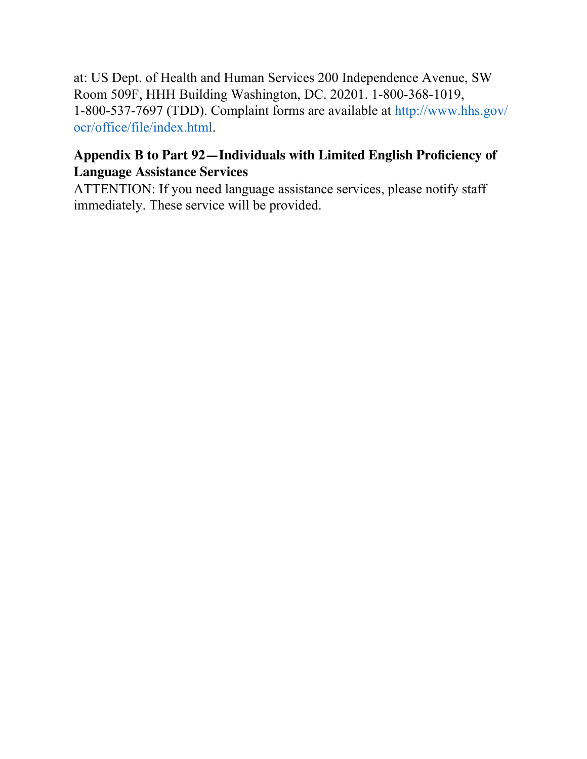at: US Dept. of Health and Human Services 200 Independence Avenue, SW Room 509F, HHH Building Washington, DC. 20201. 1-800-368-1019, 1-800-537-7697 (TDD). Complaint forms are available at http://www.hhs.gov/ocr/office/file/index.html.

**Appendix B to Part 92—Individuals with Limited English Proficiency of Language Assistance Services**

ATTENTION: If you need language assistance services, please notify staff immediately. These service will be provided.